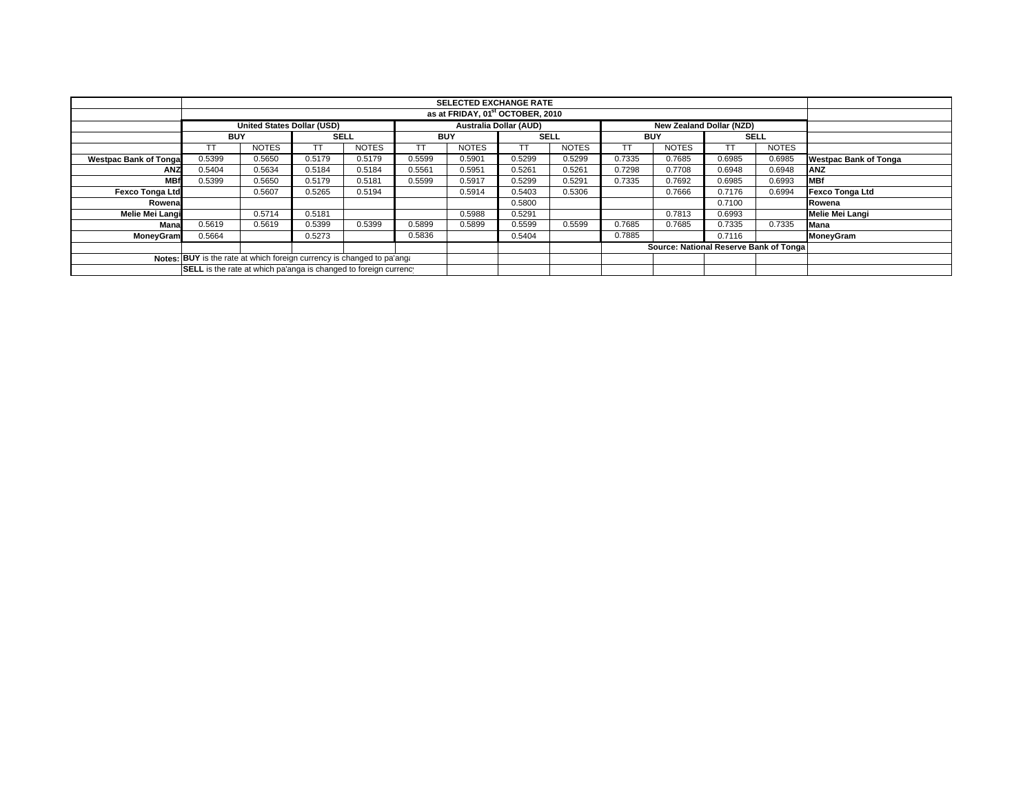| | SELECTED EXCHANGE RATE | | | | | | | | | | | | |
|---|---|---|---|---|---|---|---|---|---|---|---|---|---|
| | as at FRIDAY, 01[st] OCTOBER, 2010 | | | | | | | | | | | | |
| | United States Dollar (USD) | | | | Australia Dollar (AUD) | | | | New Zealand Dollar (NZD) | | | | |
| | BUY | | SELL | | BUY | | SELL | | BUY | | SELL | | |
| | TT | NOTES | TT | NOTES | TT | NOTES | TT | NOTES | TT | NOTES | TT | NOTES | |
| **Westpac Bank of Tonga** | 0.5399 | 0.5650 | 0.5179 | 0.5179 | 0.5599 | 0.5901 | 0.5299 | 0.5299 | 0.7335 | 0.7685 | 0.6985 | 0.6985 | **Westpac Bank of Tonga** |
| **ANZ** | 0.5404 | 0.5634 | 0.5184 | 0.5184 | 0.5561 | 0.5951 | 0.5261 | 0.5261 | 0.7298 | 0.7708 | 0.6948 | 0.6948 | **ANZ** |
| **MBf** | 0.5399 | 0.5650 | 0.5179 | 0.5181 | 0.5599 | 0.5917 | 0.5299 | 0.5291 | 0.7335 | 0.7692 | 0.6985 | 0.6993 | **MBf** |
| **Fexco Tonga Ltd** | | 0.5607 | 0.5265 | 0.5194 | | 0.5914 | 0.5403 | 0.5306 | | 0.7666 | 0.7176 | 0.6994 | **Fexco Tonga Ltd** |
| **Rowena** | | | | | | | 0.5800 | | | | 0.7100 | | **Rowena** |
| **Melie Mei Langi** | | 0.5714 | 0.5181 | | | 0.5988 | 0.5291 | | | 0.7813 | 0.6993 | | **Melie Mei Langi** |
| **Mana** | 0.5619 | 0.5619 | 0.5399 | 0.5399 | 0.5899 | 0.5899 | 0.5599 | 0.5599 | 0.7685 | 0.7685 | 0.7335 | 0.7335 | **Mana** |
| **MoneyGram** | 0.5664 | | 0.5273 | | 0.5836 | | 0.5404 | | 0.7885 | | 0.7116 | | **MoneyGram** |
| | | | | | | | | | **Source: National Reserve Bank of Tonga** | | | | |
| **Notes:** | **BUY** is the rate at which foreign currency is changed to pa'anga | | | | | | | | | | | | |
| | **SELL** is the rate at which pa'anga is changed to foreign currency | | | | | | | | | | | | |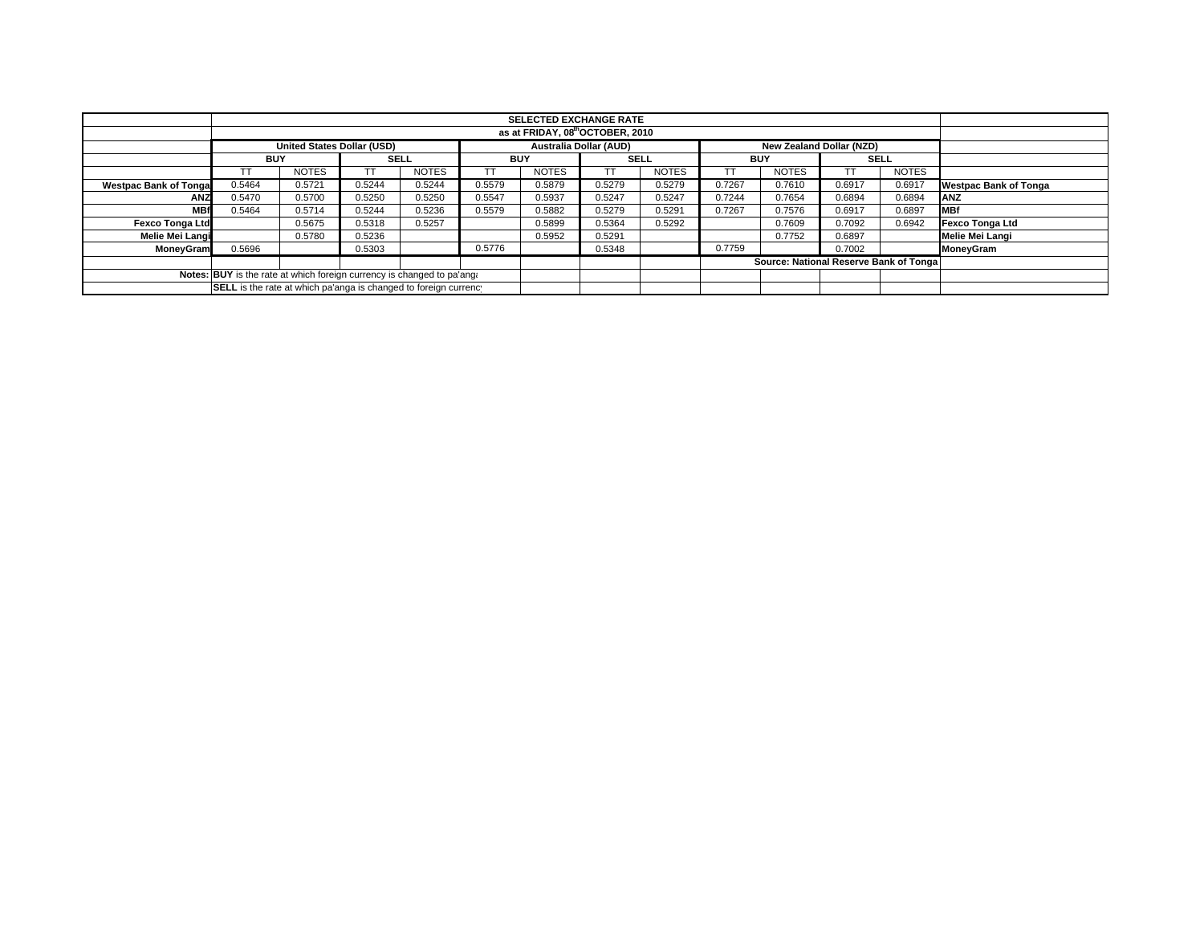| | SELECTED EXCHANGE RATE | | | | | | | | | | | | |
|---|---|---|---|---|---|---|---|---|---|---|---|---|---|
| | as at FRIDAY, 08th OCTOBER, 2010 | | | | | | | | | | | | |
| | United States Dollar (USD) | | | | Australia Dollar (AUD) | | | | New Zealand Dollar (NZD) | | | | |
| | BUY | | SELL | | BUY | | SELL | | BUY | | SELL | | |
| | TT | NOTES | TT | NOTES | TT | NOTES | TT | NOTES | TT | NOTES | TT | NOTES | |
| **Westpac Bank of Tonga** | 0.5464 | 0.5721 | 0.5244 | 0.5244 | 0.5579 | 0.5879 | 0.5279 | 0.5279 | 0.7267 | 0.7610 | 0.6917 | 0.6917 | **Westpac Bank of Tonga** |
| **ANZ** | 0.5470 | 0.5700 | 0.5250 | 0.5250 | 0.5547 | 0.5937 | 0.5247 | 0.5247 | 0.7244 | 0.7654 | 0.6894 | 0.6894 | **ANZ** |
| **MBf** | 0.5464 | 0.5714 | 0.5244 | 0.5236 | 0.5579 | 0.5882 | 0.5279 | 0.5291 | 0.7267 | 0.7576 | 0.6917 | 0.6897 | **MBf** |
| **Fexco Tonga Ltd** | | 0.5675 | 0.5318 | 0.5257 | | 0.5899 | 0.5364 | 0.5292 | | 0.7609 | 0.7092 | 0.6942 | **Fexco Tonga Ltd** |
| **Melie Mei Langi** | | 0.5780 | 0.5236 | | | 0.5952 | 0.5291 | | | 0.7752 | 0.6897 | | **Melie Mei Langi** |
| **MoneyGram** | 0.5696 | | 0.5303 | | 0.5776 | | 0.5348 | | 0.7759 | | 0.7002 | | **MoneyGram** |
| | | | | | | | | | Source: National Reserve Bank of Tonga | | | | |
| **Notes:** | **BUY** is the rate at which foreign currency is changed to pa'anga | | | | | | | | | | | | |
| | **SELL** is the rate at which pa'anga is changed to foreign currency | | | | | | | | | | | | |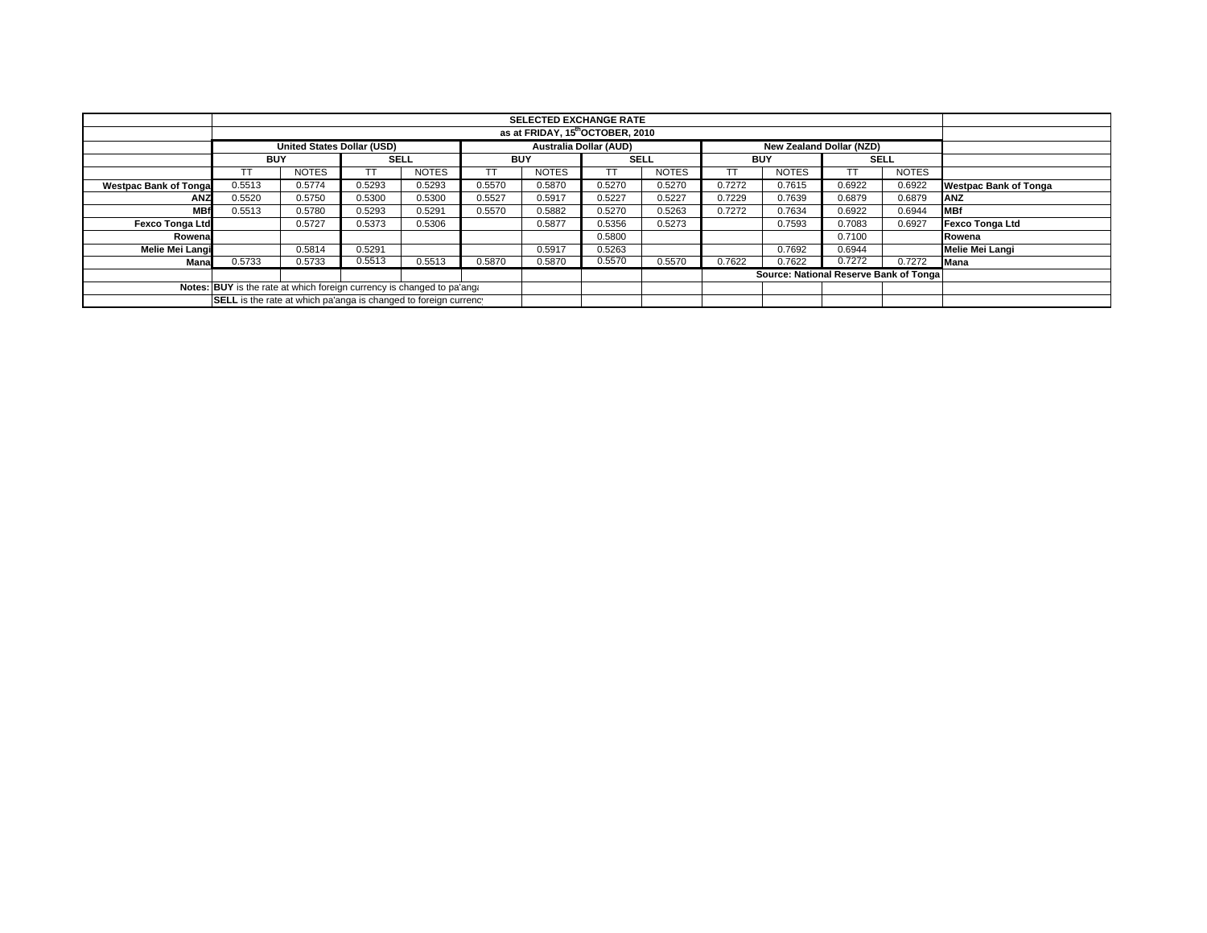| | SELECTED EXCHANGE RATE | | | | | | | | | | | | |
|---|---|---|---|---|---|---|---|---|---|---|---|---|---|
| | as at FRIDAY, 15th OCTOBER, 2010 | | | | | | | | | | | | |
| | United States Dollar (USD) | | | | Australia Dollar (AUD) | | | | New Zealand Dollar (NZD) | | | | |
| | BUY | | SELL | | BUY | | SELL | | BUY | | SELL | | |
| | TT | NOTES | TT | NOTES | TT | NOTES | TT | NOTES | TT | NOTES | TT | NOTES | |
| **Westpac Bank of Tonga** | 0.5513 | 0.5774 | 0.5293 | 0.5293 | 0.5570 | 0.5870 | 0.5270 | 0.5270 | 0.7272 | 0.7615 | 0.6922 | 0.6922 | **Westpac Bank of Tonga** |
| **ANZ** | 0.5520 | 0.5750 | 0.5300 | 0.5300 | 0.5527 | 0.5917 | 0.5227 | 0.5227 | 0.7229 | 0.7639 | 0.6879 | 0.6879 | **ANZ** |
| **MBf** | 0.5513 | 0.5780 | 0.5293 | 0.5291 | 0.5570 | 0.5882 | 0.5270 | 0.5263 | 0.7272 | 0.7634 | 0.6922 | 0.6944 | **MBf** |
| **Fexco Tonga Ltd** | | 0.5727 | 0.5373 | 0.5306 | | 0.5877 | 0.5356 | 0.5273 | | 0.7593 | 0.7083 | 0.6927 | **Fexco Tonga Ltd** |
| **Rowena** | | | | | | | 0.5800 | | | | 0.7100 | | **Rowena** |
| **Melie Mei Langi** | | 0.5814 | 0.5291 | | | 0.5917 | 0.5263 | | | 0.7692 | 0.6944 | | **Melie Mei Langi** |
| **Mana** | 0.5733 | 0.5733 | 0.5513 | 0.5513 | 0.5870 | 0.5870 | 0.5570 | 0.5570 | 0.7622 | 0.7622 | 0.7272 | 0.7272 | **Mana** |
| | | | | | | | | | **Source: National Reserve Bank of Tonga** | | | | |
| **Notes:** | **BUY** is the rate at which foreign currency is changed to pa'anga | | | | | | | | | | | | |
| | **SELL** is the rate at which pa'anga is changed to foreign currency | | | | | | | | | | | | |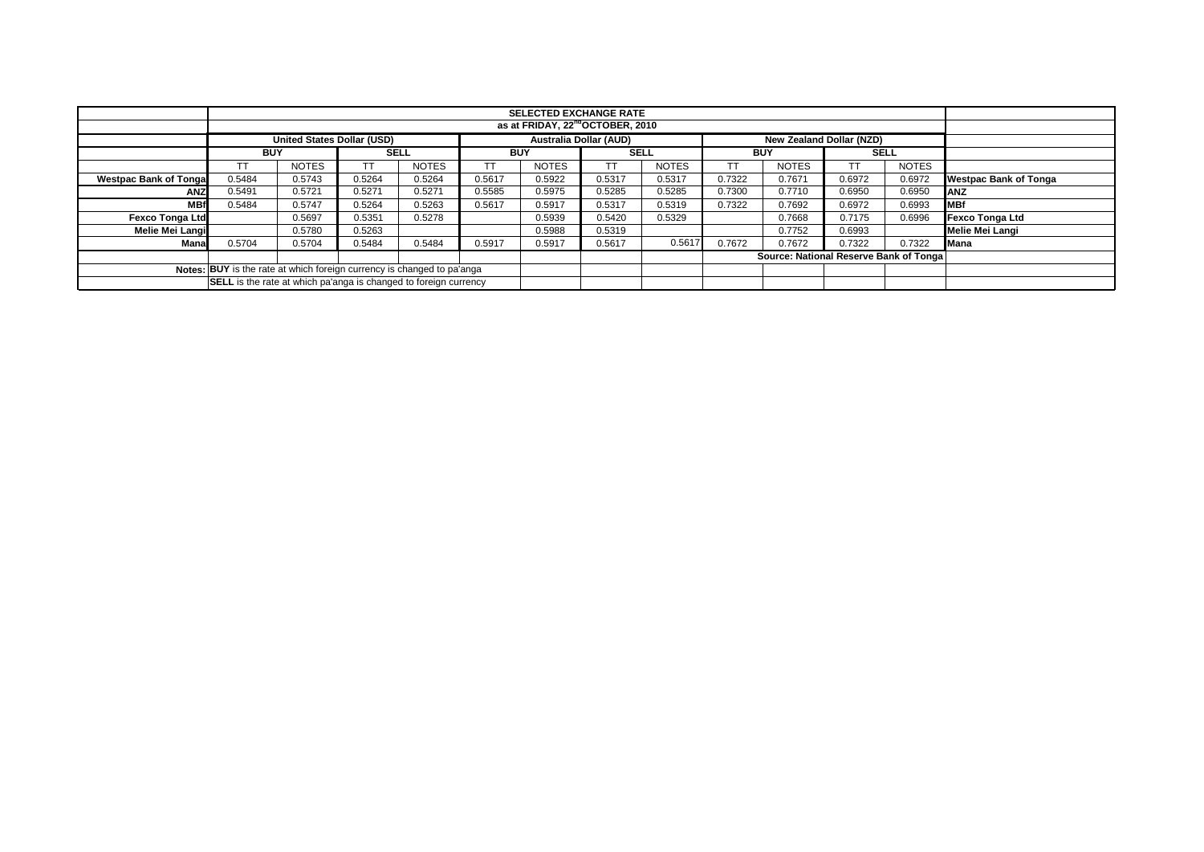| | SELECTED EXCHANGE RATE | | | | | | | | | | | | |
|---|---|---|---|---|---|---|---|---|---|---|---|---|---|
| | as at FRIDAY, 22nd OCTOBER, 2010 | | | | | | | | | | | | |
| | United States Dollar (USD) | | | | Australia Dollar (AUD) | | | | New Zealand Dollar (NZD) | | | | |
| | BUY | | SELL | | BUY | | SELL | | BUY | | SELL | | |
| | TT | NOTES | TT | NOTES | TT | NOTES | TT | NOTES | TT | NOTES | TT | NOTES | |
| Westpac Bank of Tonga | 0.5484 | 0.5743 | 0.5264 | 0.5264 | 0.5617 | 0.5922 | 0.5317 | 0.5317 | 0.7322 | 0.7671 | 0.6972 | 0.6972 | Westpac Bank of Tonga |
| ANZ | 0.5491 | 0.5721 | 0.5271 | 0.5271 | 0.5585 | 0.5975 | 0.5285 | 0.5285 | 0.7300 | 0.7710 | 0.6950 | 0.6950 | ANZ |
| MBf | 0.5484 | 0.5747 | 0.5264 | 0.5263 | 0.5617 | 0.5917 | 0.5317 | 0.5319 | 0.7322 | 0.7692 | 0.6972 | 0.6993 | MBf |
| Fexco Tonga Ltd | | 0.5697 | 0.5351 | 0.5278 | | 0.5939 | 0.5420 | 0.5329 | | 0.7668 | 0.7175 | 0.6996 | Fexco Tonga Ltd |
| Melie Mei Langi | | 0.5780 | 0.5263 | | | 0.5988 | 0.5319 | | | 0.7752 | 0.6993 | | Melie Mei Langi |
| Mana | 0.5704 | 0.5704 | 0.5484 | 0.5484 | 0.5917 | 0.5917 | 0.5617 | 0.5617 | 0.7672 | 0.7672 | 0.7322 | 0.7322 | Mana |
| | | | | | | | | | Source: National Reserve Bank of Tonga | | | | |
| Notes: | **BUY** is the rate at which foreign currency is changed to pa'anga | | | | | | | | | | | | |
| | **SELL** is the rate at which pa'anga is changed to foreign currency | | | | | | | | | | | | |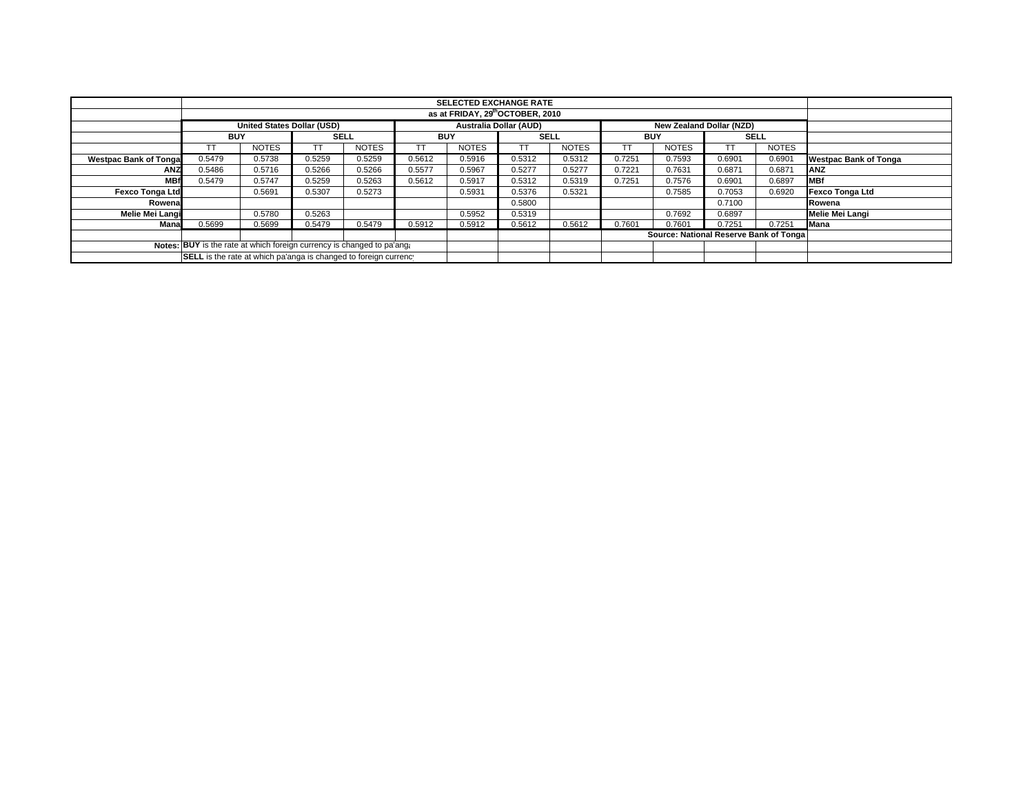| | SELECTED EXCHANGE RATE | | | | | | | | | | | | |
|---|---|---|---|---|---|---|---|---|---|---|---|---|---|
| | as at FRIDAY, 29th OCTOBER, 2010 | | | | | | | | | | | | |
| | United States Dollar (USD) | | | | Australia Dollar (AUD) | | | | New Zealand Dollar (NZD) | | | | |
| | BUY | | SELL | | BUY | | SELL | | BUY | | SELL | | |
| | TT | NOTES | TT | NOTES | TT | NOTES | TT | NOTES | TT | NOTES | TT | NOTES | |
| **Westpac Bank of Tonga** | 0.5479 | 0.5738 | 0.5259 | 0.5259 | 0.5612 | 0.5916 | 0.5312 | 0.5312 | 0.7251 | 0.7593 | 0.6901 | 0.6901 | **Westpac Bank of Tonga** |
| **ANZ** | 0.5486 | 0.5716 | 0.5266 | 0.5266 | 0.5577 | 0.5967 | 0.5277 | 0.5277 | 0.7221 | 0.7631 | 0.6871 | 0.6871 | **ANZ** |
| **MBf** | 0.5479 | 0.5747 | 0.5259 | 0.5263 | 0.5612 | 0.5917 | 0.5312 | 0.5319 | 0.7251 | 0.7576 | 0.6901 | 0.6897 | **MBf** |
| **Fexco Tonga Ltd** | | 0.5691 | 0.5307 | 0.5273 | | 0.5931 | 0.5376 | 0.5321 | | 0.7585 | 0.7053 | 0.6920 | **Fexco Tonga Ltd** |
| **Rowena** | | | | | | | 0.5800 | | | | 0.7100 | | **Rowena** |
| **Melie Mei Langi** | | 0.5780 | 0.5263 | | | 0.5952 | 0.5319 | | | 0.7692 | 0.6897 | | **Melie Mei Langi** |
| **Mana** | 0.5699 | 0.5699 | 0.5479 | 0.5479 | 0.5912 | 0.5912 | 0.5612 | 0.5612 | 0.7601 | 0.7601 | 0.7251 | 0.7251 | **Mana** |
| | | | | | | | | | **Source: National Reserve Bank of Tonga** | | | | |
| **Notes:** | **BUY** is the rate at which foreign currency is changed to pa'anga | | | | | | | | | | | | |
| | **SELL** is the rate at which pa'anga is changed to foreign currency | | | | | | | | | | | | |